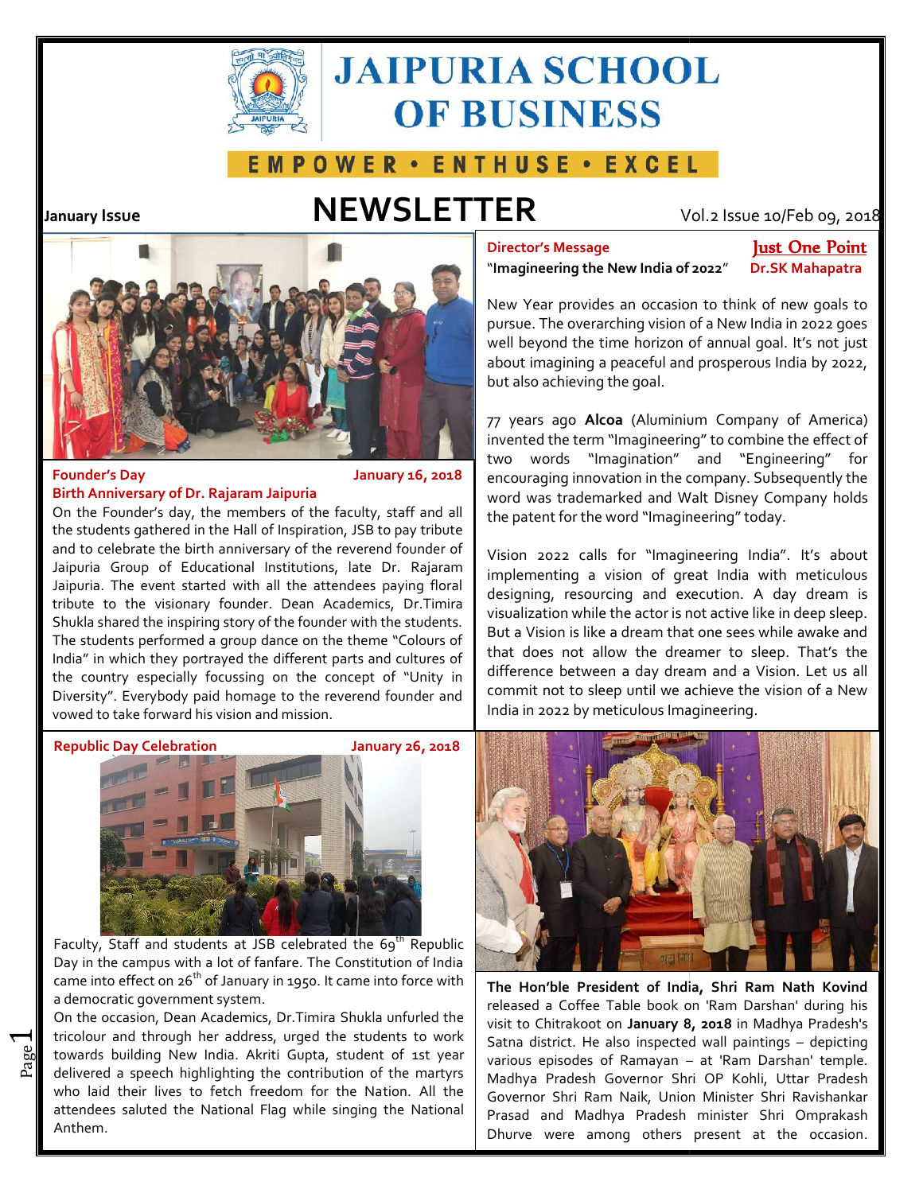# JAIPURIA SCHOOL OF BUSINESS

EMPOWER • ENTHUSE • EXCEL

**January Issue** — **NEWSLETTER** — Vol.2 Issue 10/Feb 09, 2018

## Founder's Day — January 16, 2018

### Birth Anniversary of Dr. Rajaram Jaipuria

On the Founder's day, the members of the faculty, staff and all the students gathered in the Hall of Inspiration, JSB to pay tribute and to celebrate the birth anniversary of the reverend founder of Jaipuria Group of Educational Institutions, late Dr. Rajaram Jaipuria. The event started with all the attendees paying floral tribute to the visionary founder. Dean Academics, Dr.Timira Shukla shared the inspiring story of the founder with the students. The students performed a group dance on the theme "Colours of India" in which they portrayed the different parts and cultures of the country especially focussing on the concept of "Unity in Diversity". Everybody paid homage to the reverend founder and vowed to take forward his vision and mission.

## Republic Day Celebration — January 26, 2018

Faculty, Staff and students at JSB celebrated the 69th Republic Day in the campus with a lot of fanfare. The Constitution of India came into effect on 26th of January in 1950. It came into force with a democratic government system.

On the occasion, Dean Academics, Dr.Timira Shukla unfurled the tricolour and through her address, urged the students to work towards building New India. Akriti Gupta, student of 1st year delivered a speech highlighting the contribution of the martyrs who laid their lives to fetch freedom for the Nation. All the attendees saluted the National Flag while singing the National Anthem.

## Director's Message — Just One Point

**"Imagineering the New India of 2022"** — **Dr.SK Mahapatra**

New Year provides an occasion to think of new goals to pursue. The overarching vision of a New India in 2022 goes well beyond the time horizon of annual goal. It's not just about imagining a peaceful and prosperous India by 2022, but also achieving the goal.

77 years ago **Alcoa** (Aluminium Company of America) invented the term "Imagineering" to combine the effect of two words "Imagination" and "Engineering" for encouraging innovation in the company. Subsequently the word was trademarked and Walt Disney Company holds the patent for the word "Imagineering" today.

Vision 2022 calls for "Imagineering India". It's about implementing a vision of great India with meticulous designing, resourcing and execution. A day dream is visualization while the actor is not active like in deep sleep. But a Vision is like a dream that one sees while awake and that does not allow the dreamer to sleep. That's the difference between a day dream and a Vision. Let us all commit not to sleep until we achieve the vision of a New India in 2022 by meticulous Imagineering.

**The Hon'ble President of India, Shri Ram Nath Kovind** released a Coffee Table book on 'Ram Darshan' during his visit to Chitrakoot on **January 8, 2018** in Madhya Pradesh's Satna district. He also inspected wall paintings – depicting various episodes of Ramayan – at 'Ram Darshan' temple. Madhya Pradesh Governor Shri OP Kohli, Uttar Pradesh Governor Shri Ram Naik, Union Minister Shri Ravishankar Prasad and Madhya Pradesh minister Shri Omprakash Dhurve were among others present at the occasion.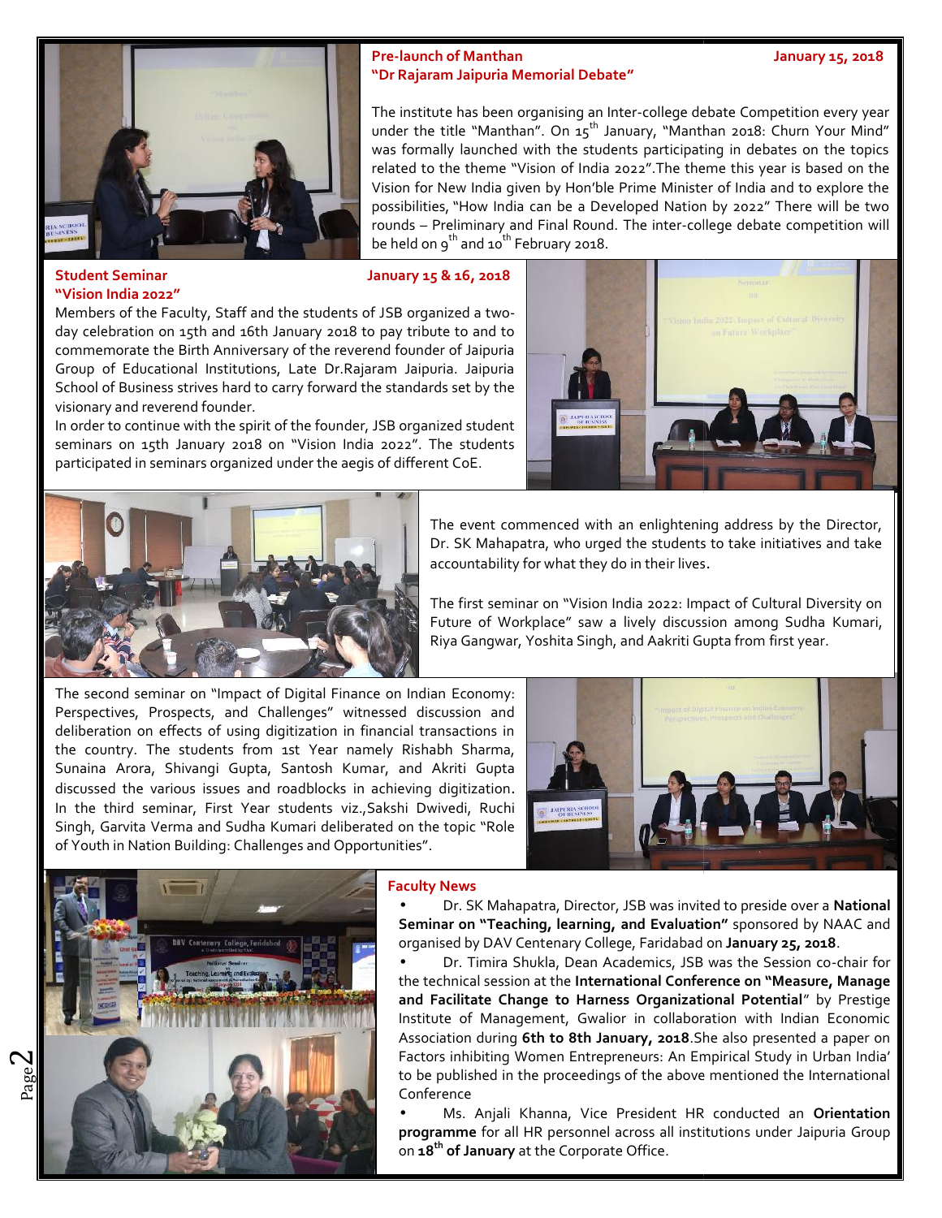## Pre-launch of Manthan "Dr Rajaram Jaipuria Memorial Debate"

**January 15, 2018**

The institute has been organising an Inter-college debate Competition every year under the title "Manthan". On 15th January, "Manthan 2018: Churn Your Mind" was formally launched with the students participating in debates on the topics related to the theme "Vision of India 2022".The theme this year is based on the Vision for New India given by Hon'ble Prime Minister of India and to explore the possibilities, "How India can be a Developed Nation by 2022" There will be two rounds – Preliminary and Final Round. The inter-college debate competition will be held on 9th and 10th February 2018.

## Student Seminar "Vision India 2022"

**January 15 & 16, 2018**

Members of the Faculty, Staff and the students of JSB organized a two-day celebration on 15th and 16th January 2018 to pay tribute to and to commemorate the Birth Anniversary of the reverend founder of Jaipuria Group of Educational Institutions, Late Dr.Rajaram Jaipuria. Jaipuria School of Business strives hard to carry forward the standards set by the visionary and reverend founder.

In order to continue with the spirit of the founder, JSB organized student seminars on 15th January 2018 on "Vision India 2022". The students participated in seminars organized under the aegis of different CoE.

The event commenced with an enlightening address by the Director, Dr. SK Mahapatra, who urged the students to take initiatives and take accountability for what they do in their lives.

The first seminar on "Vision India 2022: Impact of Cultural Diversity on Future of Workplace" saw a lively discussion among Sudha Kumari, Riya Gangwar, Yoshita Singh, and Aakriti Gupta from first year.

The second seminar on "Impact of Digital Finance on Indian Economy: Perspectives, Prospects, and Challenges" witnessed discussion and deliberation on effects of using digitization in financial transactions in the country. The students from 1st Year namely Rishabh Sharma, Sunaina Arora, Shivangi Gupta, Santosh Kumar, and Akriti Gupta discussed the various issues and roadblocks in achieving digitization. In the third seminar, First Year students viz.,Sakshi Dwivedi, Ruchi Singh, Garvita Verma and Sudha Kumari deliberated on the topic "Role of Youth in Nation Building: Challenges and Opportunities".

## Faculty News

- Dr. SK Mahapatra, Director, JSB was invited to preside over a **National Seminar on "Teaching, learning, and Evaluation"** sponsored by NAAC and organised by DAV Centenary College, Faridabad on **January 25, 2018**.
- Dr. Timira Shukla, Dean Academics, JSB was the Session co-chair for the technical session at the **International Conference on "Measure, Manage and Facilitate Change to Harness Organizational Potential**" by Prestige Institute of Management, Gwalior in collaboration with Indian Economic Association during **6th to 8th January, 2018**.She also presented a paper on Factors inhibiting Women Entrepreneurs: An Empirical Study in Urban India' to be published in the proceedings of the above mentioned the International Conference
- Ms. Anjali Khanna, Vice President HR conducted an **Orientation programme** for all HR personnel across all institutions under Jaipuria Group on **18th of January** at the Corporate Office.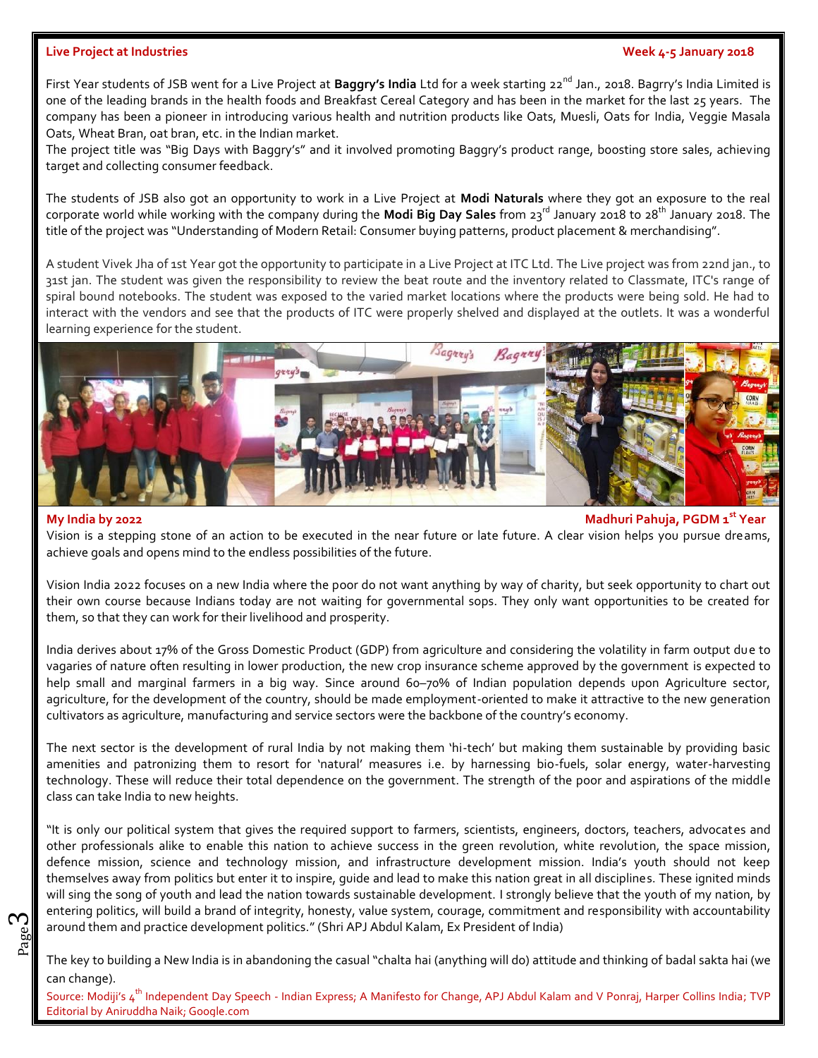## Live Project at Industries

**Week 4-5 January 2018**

First Year students of JSB went for a Live Project at **Baggry's India** Ltd for a week starting 22nd Jan., 2018. Bagrry's India Limited is one of the leading brands in the health foods and Breakfast Cereal Category and has been in the market for the last 25 years. The company has been a pioneer in introducing various health and nutrition products like Oats, Muesli, Oats for India, Veggie Masala Oats, Wheat Bran, oat bran, etc. in the Indian market.

The project title was "Big Days with Baggry's" and it involved promoting Baggry's product range, boosting store sales, achieving target and collecting consumer feedback.

The students of JSB also got an opportunity to work in a Live Project at **Modi Naturals** where they got an exposure to the real corporate world while working with the company during the **Modi Big Day Sales** from 23rd January 2018 to 28th January 2018. The title of the project was "Understanding of Modern Retail: Consumer buying patterns, product placement & merchandising".

A student Vivek Jha of 1st Year got the opportunity to participate in a Live Project at ITC Ltd. The Live project was from 22nd jan., to 31st jan. The student was given the responsibility to review the beat route and the inventory related to Classmate, ITC's range of spiral bound notebooks. The student was exposed to the varied market locations where the products were being sold. He had to interact with the vendors and see that the products of ITC were properly shelved and displayed at the outlets. It was a wonderful learning experience for the student.

## My India by 2022

**Madhuri Pahuja, PGDM 1st Year**

Vision is a stepping stone of an action to be executed in the near future or late future. A clear vision helps you pursue dreams, achieve goals and opens mind to the endless possibilities of the future.

Vision India 2022 focuses on a new India where the poor do not want anything by way of charity, but seek opportunity to chart out their own course because Indians today are not waiting for governmental sops. They only want opportunities to be created for them, so that they can work for their livelihood and prosperity.

India derives about 17% of the Gross Domestic Product (GDP) from agriculture and considering the volatility in farm output due to vagaries of nature often resulting in lower production, the new crop insurance scheme approved by the government is expected to help small and marginal farmers in a big way. Since around 60–70% of Indian population depends upon Agriculture sector, agriculture, for the development of the country, should be made employment-oriented to make it attractive to the new generation cultivators as agriculture, manufacturing and service sectors were the backbone of the country's economy.

The next sector is the development of rural India by not making them 'hi-tech' but making them sustainable by providing basic amenities and patronizing them to resort for 'natural' measures i.e. by harnessing bio-fuels, solar energy, water-harvesting technology. These will reduce their total dependence on the government. The strength of the poor and aspirations of the middle class can take India to new heights.

"It is only our political system that gives the required support to farmers, scientists, engineers, doctors, teachers, advocates and other professionals alike to enable this nation to achieve success in the green revolution, white revolution, the space mission, defence mission, science and technology mission, and infrastructure development mission. India's youth should not keep themselves away from politics but enter it to inspire, guide and lead to make this nation great in all disciplines. These ignited minds will sing the song of youth and lead the nation towards sustainable development. I strongly believe that the youth of my nation, by entering politics, will build a brand of integrity, honesty, value system, courage, commitment and responsibility with accountability around them and practice development politics." (Shri APJ Abdul Kalam, Ex President of India)

The key to building a New India is in abandoning the casual "chalta hai (anything will do) attitude and thinking of badal sakta hai (we can change).

Source: Modiji's 4th Independent Day Speech - Indian Express; A Manifesto for Change, APJ Abdul Kalam and V Ponraj, Harper Collins India; TVP Editorial by Aniruddha Naik; Google.com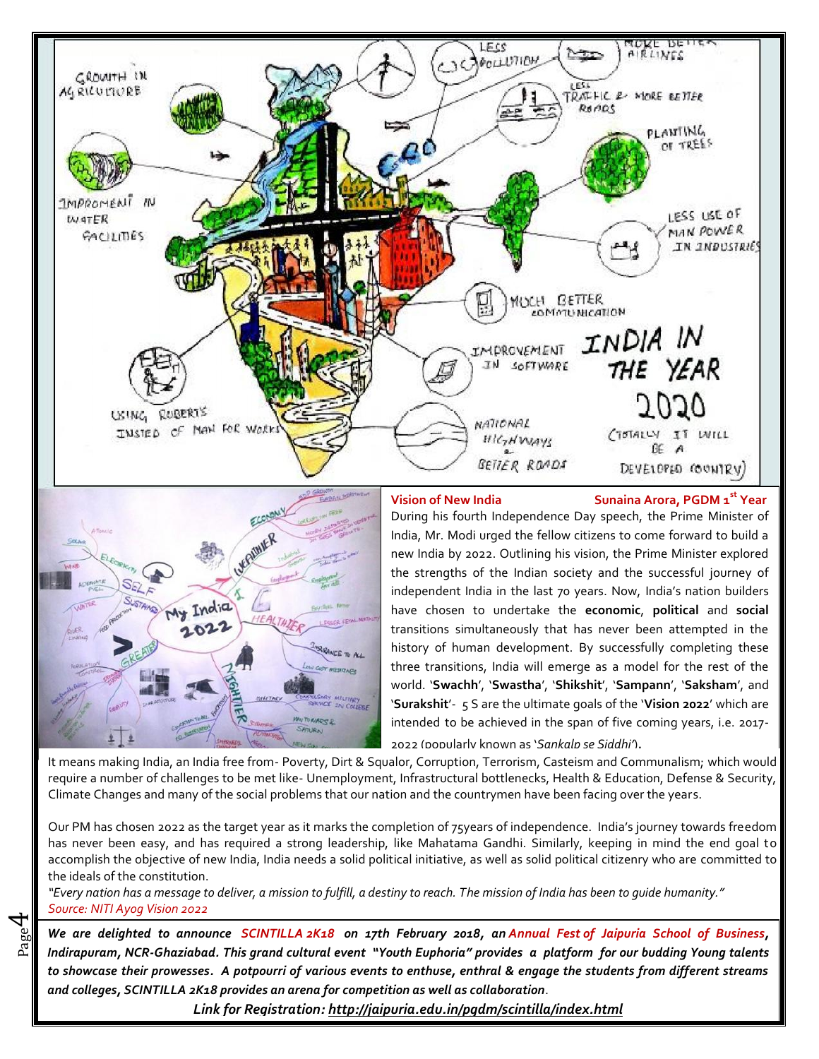## Vision of New India

**Sunaina Arora, PGDM 1st Year**

During his fourth Independence Day speech, the Prime Minister of India, Mr. Modi urged the fellow citizens to come forward to build a new India by 2022. Outlining his vision, the Prime Minister explored the strengths of the Indian society and the successful journey of independent India in the last 70 years. Now, India's nation builders have chosen to undertake the **economic**, **political** and **social** transitions simultaneously that has never been attempted in the history of human development. By successfully completing these three transitions, India will emerge as a model for the rest of the world. '**Swachh**', '**Swastha**', '**Shikshit**', '**Sampann**', '**Saksham**', and '**Surakshit**'- 5 S are the ultimate goals of the '**Vision 2022**' which are intended to be achieved in the span of five coming years, i.e. 2017-2022 (popularly known as '*Sankalp se Siddhi*').

It means making India, an India free from- Poverty, Dirt & Squalor, Corruption, Terrorism, Casteism and Communalism; which would require a number of challenges to be met like- Unemployment, Infrastructural bottlenecks, Health & Education, Defense & Security, Climate Changes and many of the social problems that our nation and the countrymen have been facing over the years.

Our PM has chosen 2022 as the target year as it marks the completion of 75years of independence. India's journey towards freedom has never been easy, and has required a strong leadership, like Mahatama Gandhi. Similarly, keeping in mind the end goal to accomplish the objective of new India, India needs a solid political initiative, as well as solid political citizenry who are committed to the ideals of the constitution.

*"Every nation has a message to deliver, a mission to fulfill, a destiny to reach. The mission of India has been to guide humanity."*
*Source: NITI Ayog Vision 2022*

***We are delighted to announce SCINTILLA 2K18 on 17th February 2018, an Annual Fest of Jaipuria School of Business, Indirapuram, NCR-Ghaziabad. This grand cultural event "Youth Euphoria" provides a platform for our budding Young talents to showcase their prowesses. A potpourri of various events to enthuse, enthral & engage the students from different streams and colleges, SCINTILLA 2K18 provides an arena for competition as well as collaboration***.

***Link for Registration: http://jaipuria.edu.in/pgdm/scintilla/index.html***